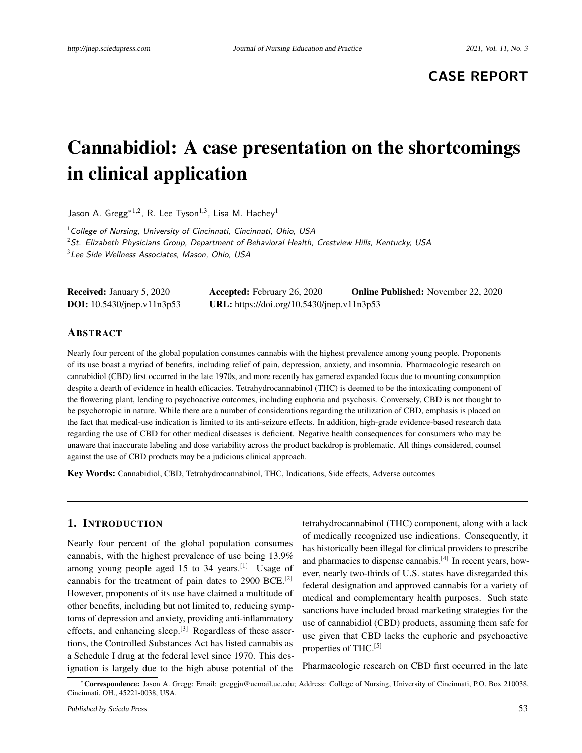CASE REPORT

# Cannabidiol: A case presentation on the shortcomings in clinical application

Jason A. Gregg*[1,2], R. Lee Tyson[1,3], Lisa M. Hachey[1]

[1] *College of Nursing, University of Cincinnati, Cincinnati, Ohio, USA*
[2] *St. Elizabeth Physicians Group, Department of Behavioral Health, Crestview Hills, Kentucky, USA*
[3] *Lee Side Wellness Associates, Mason, Ohio, USA*

**Received:** January 5, 2020 **Accepted:** February 26, 2020 **Online Published:** November 22, 2020
**DOI:** 10.5430/jnep.v11n3p53 **URL:** https://doi.org/10.5430/jnep.v11n3p53

## Abstract

Nearly four percent of the global population consumes cannabis with the highest prevalence among young people. Proponents of its use boast a myriad of benefits, including relief of pain, depression, anxiety, and insomnia. Pharmacologic research on cannabidiol (CBD) first occurred in the late 1970s, and more recently has garnered expanded focus due to mounting consumption despite a dearth of evidence in health efficacies. Tetrahydrocannabinol (THC) is deemed to be the intoxicating component of the flowering plant, lending to psychoactive outcomes, including euphoria and psychosis. Conversely, CBD is not thought to be psychotropic in nature. While there are a number of considerations regarding the utilization of CBD, emphasis is placed on the fact that medical-use indication is limited to its anti-seizure effects. In addition, high-grade evidence-based research data regarding the use of CBD for other medical diseases is deficient. Negative health consequences for consumers who may be unaware that inaccurate labeling and dose variability across the product backdrop is problematic. All things considered, counsel against the use of CBD products may be a judicious clinical approach.

**Key Words:** Cannabidiol, CBD, Tetrahydrocannabinol, THC, Indications, Side effects, Adverse outcomes

## 1. Introduction

Nearly four percent of the global population consumes cannabis, with the highest prevalence of use being 13.9% among young people aged 15 to 34 years.[1] Usage of cannabis for the treatment of pain dates to 2900 BCE.[2] However, proponents of its use have claimed a multitude of other benefits, including but not limited to, reducing symptoms of depression and anxiety, providing anti-inflammatory effects, and enhancing sleep.[3] Regardless of these assertions, the Controlled Substances Act has listed cannabis as a Schedule I drug at the federal level since 1970. This designation is largely due to the high abuse potential of the tetrahydrocannabinol (THC) component, along with a lack of medically recognized use indications. Consequently, it has historically been illegal for clinical providers to prescribe and pharmacies to dispense cannabis.[4] In recent years, however, nearly two-thirds of U.S. states have disregarded this federal designation and approved cannabis for a variety of medical and complementary health purposes. Such state sanctions have included broad marketing strategies for the use of cannabidiol (CBD) products, assuming them safe for use given that CBD lacks the euphoric and psychoactive properties of THC.[5]

Pharmacologic research on CBD first occurred in the late

*Correspondence: Jason A. Gregg; Email: greggjn@ucmail.uc.edu; Address: College of Nursing, University of Cincinnati, P.O. Box 210038, Cincinnati, OH., 45221-0038, USA.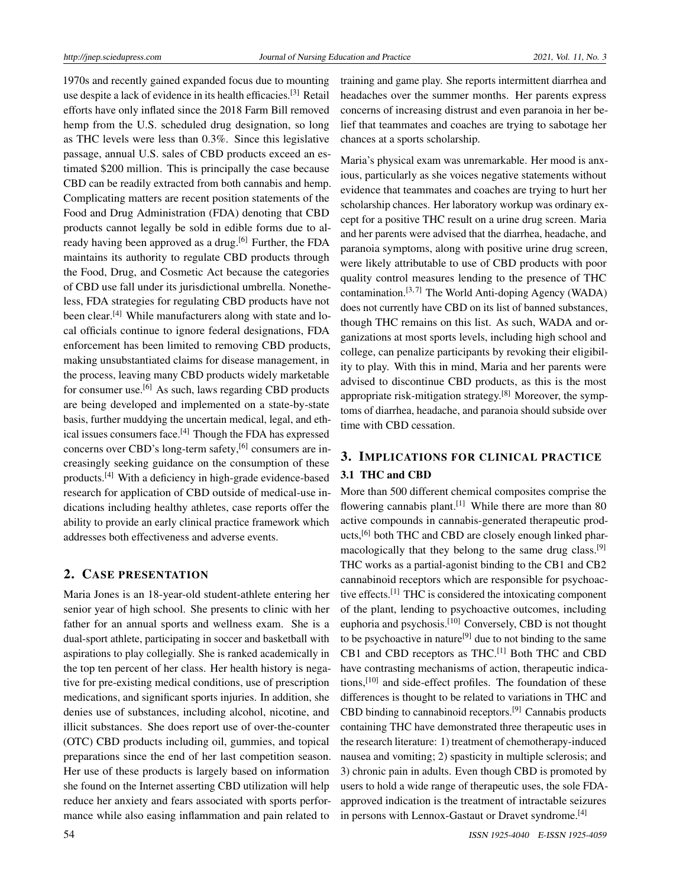1970s and recently gained expanded focus due to mounting use despite a lack of evidence in its health efficacies.[3] Retail efforts have only inflated since the 2018 Farm Bill removed hemp from the U.S. scheduled drug designation, so long as THC levels were less than 0.3%. Since this legislative passage, annual U.S. sales of CBD products exceed an estimated $200 million. This is principally the case because CBD can be readily extracted from both cannabis and hemp. Complicating matters are recent position statements of the Food and Drug Administration (FDA) denoting that CBD products cannot legally be sold in edible forms due to already having been approved as a drug.[6] Further, the FDA maintains its authority to regulate CBD products through the Food, Drug, and Cosmetic Act because the categories of CBD use fall under its jurisdictional umbrella. Nonetheless, FDA strategies for regulating CBD products have not been clear.[4] While manufacturers along with state and local officials continue to ignore federal designations, FDA enforcement has been limited to removing CBD products, making unsubstantiated claims for disease management, in the process, leaving many CBD products widely marketable for consumer use.[6] As such, laws regarding CBD products are being developed and implemented on a state-by-state basis, further muddying the uncertain medical, legal, and ethical issues consumers face.[4] Though the FDA has expressed concerns over CBD's long-term safety,[6] consumers are increasingly seeking guidance on the consumption of these products.[4] With a deficiency in high-grade evidence-based research for application of CBD outside of medical-use indications including healthy athletes, case reports offer the ability to provide an early clinical practice framework which addresses both effectiveness and adverse events.

## 2. Case presentation

Maria Jones is an 18-year-old student-athlete entering her senior year of high school. She presents to clinic with her father for an annual sports and wellness exam. She is a dual-sport athlete, participating in soccer and basketball with aspirations to play collegially. She is ranked academically in the top ten percent of her class. Her health history is negative for pre-existing medical conditions, use of prescription medications, and significant sports injuries. In addition, she denies use of substances, including alcohol, nicotine, and illicit substances. She does report use of over-the-counter (OTC) CBD products including oil, gummies, and topical preparations since the end of her last competition season. Her use of these products is largely based on information she found on the Internet asserting CBD utilization will help reduce her anxiety and fears associated with sports performance while also easing inflammation and pain related to training and game play. She reports intermittent diarrhea and headaches over the summer months. Her parents express concerns of increasing distrust and even paranoia in her belief that teammates and coaches are trying to sabotage her chances at a sports scholarship.

Maria's physical exam was unremarkable. Her mood is anxious, particularly as she voices negative statements without evidence that teammates and coaches are trying to hurt her scholarship chances. Her laboratory workup was ordinary except for a positive THC result on a urine drug screen. Maria and her parents were advised that the diarrhea, headache, and paranoia symptoms, along with positive urine drug screen, were likely attributable to use of CBD products with poor quality control measures lending to the presence of THC contamination.[3, 7] The World Anti-doping Agency (WADA) does not currently have CBD on its list of banned substances, though THC remains on this list. As such, WADA and organizations at most sports levels, including high school and college, can penalize participants by revoking their eligibility to play. With this in mind, Maria and her parents were advised to discontinue CBD products, as this is the most appropriate risk-mitigation strategy.[8] Moreover, the symptoms of diarrhea, headache, and paranoia should subside over time with CBD cessation.

## 3. Implications for clinical practice

### 3.1 THC and CBD

More than 500 different chemical composites comprise the flowering cannabis plant.[1] While there are more than 80 active compounds in cannabis-generated therapeutic products,[6] both THC and CBD are closely enough linked pharmacologically that they belong to the same drug class.[9] THC works as a partial-agonist binding to the CB1 and CB2 cannabinoid receptors which are responsible for psychoactive effects.[1] THC is considered the intoxicating component of the plant, lending to psychoactive outcomes, including euphoria and psychosis.[10] Conversely, CBD is not thought to be psychoactive in nature[9] due to not binding to the same CB1 and CBD receptors as THC.[1] Both THC and CBD have contrasting mechanisms of action, therapeutic indications,[10] and side-effect profiles. The foundation of these differences is thought to be related to variations in THC and CBD binding to cannabinoid receptors.[9] Cannabis products containing THC have demonstrated three therapeutic uses in the research literature: 1) treatment of chemotherapy-induced nausea and vomiting; 2) spasticity in multiple sclerosis; and 3) chronic pain in adults. Even though CBD is promoted by users to hold a wide range of therapeutic uses, the sole FDA-approved indication is the treatment of intractable seizures in persons with Lennox-Gastaut or Dravet syndrome.[4]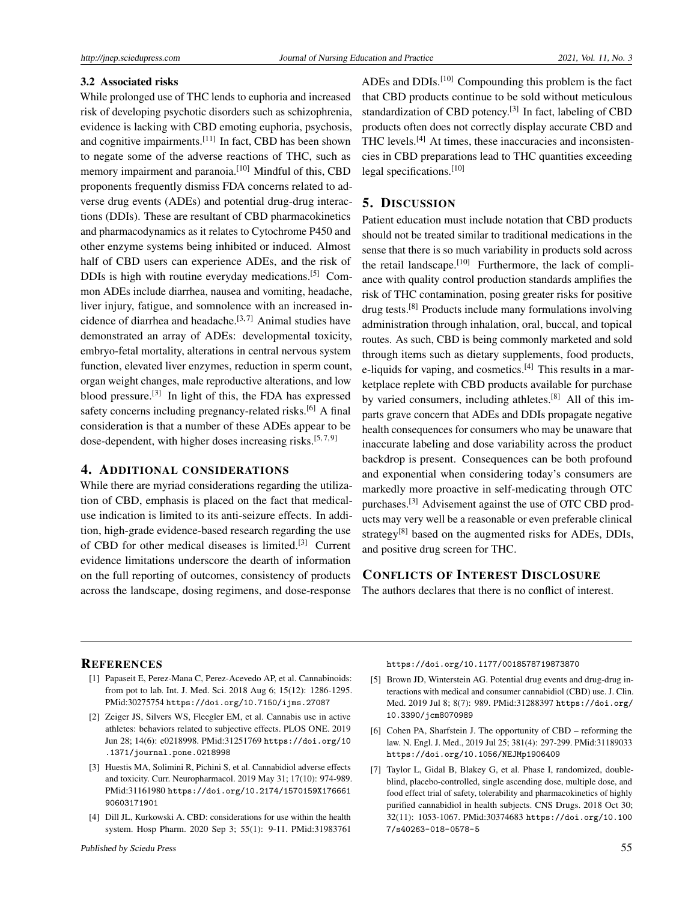### 3.2 Associated risks

While prolonged use of THC lends to euphoria and increased risk of developing psychotic disorders such as schizophrenia, evidence is lacking with CBD emoting euphoria, psychosis, and cognitive impairments.[11] In fact, CBD has been shown to negate some of the adverse reactions of THC, such as memory impairment and paranoia.[10] Mindful of this, CBD proponents frequently dismiss FDA concerns related to adverse drug events (ADEs) and potential drug-drug interactions (DDIs). These are resultant of CBD pharmacokinetics and pharmacodynamics as it relates to Cytochrome P450 and other enzyme systems being inhibited or induced. Almost half of CBD users can experience ADEs, and the risk of DDIs is high with routine everyday medications.[5] Common ADEs include diarrhea, nausea and vomiting, headache, liver injury, fatigue, and somnolence with an increased incidence of diarrhea and headache.[3,7] Animal studies have demonstrated an array of ADEs: developmental toxicity, embryo-fetal mortality, alterations in central nervous system function, elevated liver enzymes, reduction in sperm count, organ weight changes, male reproductive alterations, and low blood pressure.[3] In light of this, the FDA has expressed safety concerns including pregnancy-related risks.[6] A final consideration is that a number of these ADEs appear to be dose-dependent, with higher doses increasing risks.[5,7,9]

## 4. Additional considerations

While there are myriad considerations regarding the utilization of CBD, emphasis is placed on the fact that medical-use indication is limited to its anti-seizure effects. In addition, high-grade evidence-based research regarding the use of CBD for other medical diseases is limited.[3] Current evidence limitations underscore the dearth of information on the full reporting of outcomes, consistency of products across the landscape, dosing regimens, and dose-response ADEs and DDIs.[10] Compounding this problem is the fact that CBD products continue to be sold without meticulous standardization of CBD potency.[3] In fact, labeling of CBD products often does not correctly display accurate CBD and THC levels.[4] At times, these inaccuracies and inconsistencies in CBD preparations lead to THC quantities exceeding legal specifications.[10]

## 5. Discussion

Patient education must include notation that CBD products should not be treated similar to traditional medications in the sense that there is so much variability in products sold across the retail landscape.[10] Furthermore, the lack of compliance with quality control production standards amplifies the risk of THC contamination, posing greater risks for positive drug tests.[8] Products include many formulations involving administration through inhalation, oral, buccal, and topical routes. As such, CBD is being commonly marketed and sold through items such as dietary supplements, food products, e-liquids for vaping, and cosmetics.[4] This results in a marketplace replete with CBD products available for purchase by varied consumers, including athletes.[8] All of this imparts grave concern that ADEs and DDIs propagate negative health consequences for consumers who may be unaware that inaccurate labeling and dose variability across the product backdrop is present. Consequences can be both profound and exponential when considering today's consumers are markedly more proactive in self-medicating through OTC purchases.[3] Advisement against the use of OTC CBD products may very well be a reasonable or even preferable clinical strategy[8] based on the augmented risks for ADEs, DDIs, and positive drug screen for THC.

## Conflicts of Interest Disclosure

The authors declares that there is no conflict of interest.

## References

[1] Papaseit E, Perez-Mana C, Perez-Acevedo AP, et al. Cannabinoids: from pot to lab. Int. J. Med. Sci. 2018 Aug 6; 15(12): 1286-1295. PMid:30275754 https://doi.org/10.7150/ijms.27087

[2] Zeiger JS, Silvers WS, Fleegler EM, et al. Cannabis use in active athletes: behaviors related to subjective effects. PLOS ONE. 2019 Jun 28; 14(6): e0218998. PMid:31251769 https://doi.org/10.1371/journal.pone.0218998

[3] Huestis MA, Solimini R, Pichini S, et al. Cannabidiol adverse effects and toxicity. Curr. Neuropharmacol. 2019 May 31; 17(10): 974-989. PMid:31161980 https://doi.org/10.2174/1570159X17666190603171901

[4] Dill JL, Kurkowski A. CBD: considerations for use within the health system. Hosp Pharm. 2020 Sep 3; 55(1): 9-11. PMid:31983761 https://doi.org/10.1177/0018578719873870

[5] Brown JD, Winterstein AG. Potential drug events and drug-drug interactions with medical and consumer cannabidiol (CBD) use. J. Clin. Med. 2019 Jul 8; 8(7): 989. PMid:31288397 https://doi.org/10.3390/jcm8070989

[6] Cohen PA, Sharfstein J. The opportunity of CBD – reforming the law. N. Engl. J. Med., 2019 Jul 25; 381(4): 297-299. PMid:31189033 https://doi.org/10.1056/NEJMp1906409

[7] Taylor L, Gidal B, Blakey G, et al. Phase I, randomized, double-blind, placebo-controlled, single ascending dose, multiple dose, and food effect trial of safety, tolerability and pharmacokinetics of highly purified cannabidiol in health subjects. CNS Drugs. 2018 Oct 30; 32(11): 1053-1067. PMid:30374683 https://doi.org/10.1007/s40263-018-0578-5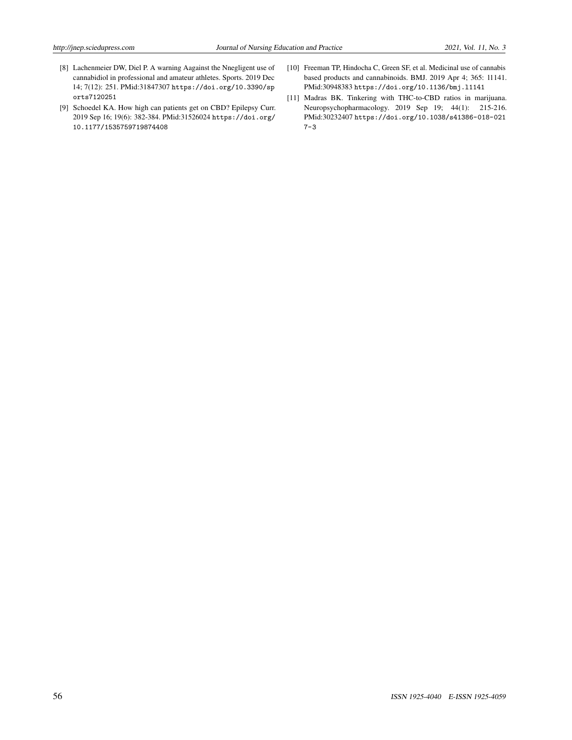[8] Lachenmeier DW, Diel P. A warning Aagainst the Nnegligent use of cannabidiol in professional and amateur athletes. Sports. 2019 Dec 14; 7(12): 251. PMid:31847307 https://doi.org/10.3390/sports7120251

[9] Schoedel KA. How high can patients get on CBD? Epilepsy Curr. 2019 Sep 16; 19(6): 382-384. PMid:31526024 https://doi.org/10.1177/1535759719874408

[10] Freeman TP, Hindocha C, Green SF, et al. Medicinal use of cannabis based products and cannabinoids. BMJ. 2019 Apr 4; 365: l1141. PMid:30948383 https://doi.org/10.1136/bmj.l1141

[11] Madras BK. Tinkering with THC-to-CBD ratios in marijuana. Neuropsychopharmacology. 2019 Sep 19; 44(1): 215-216. PMid:30232407 https://doi.org/10.1038/s41386-018-0217-3